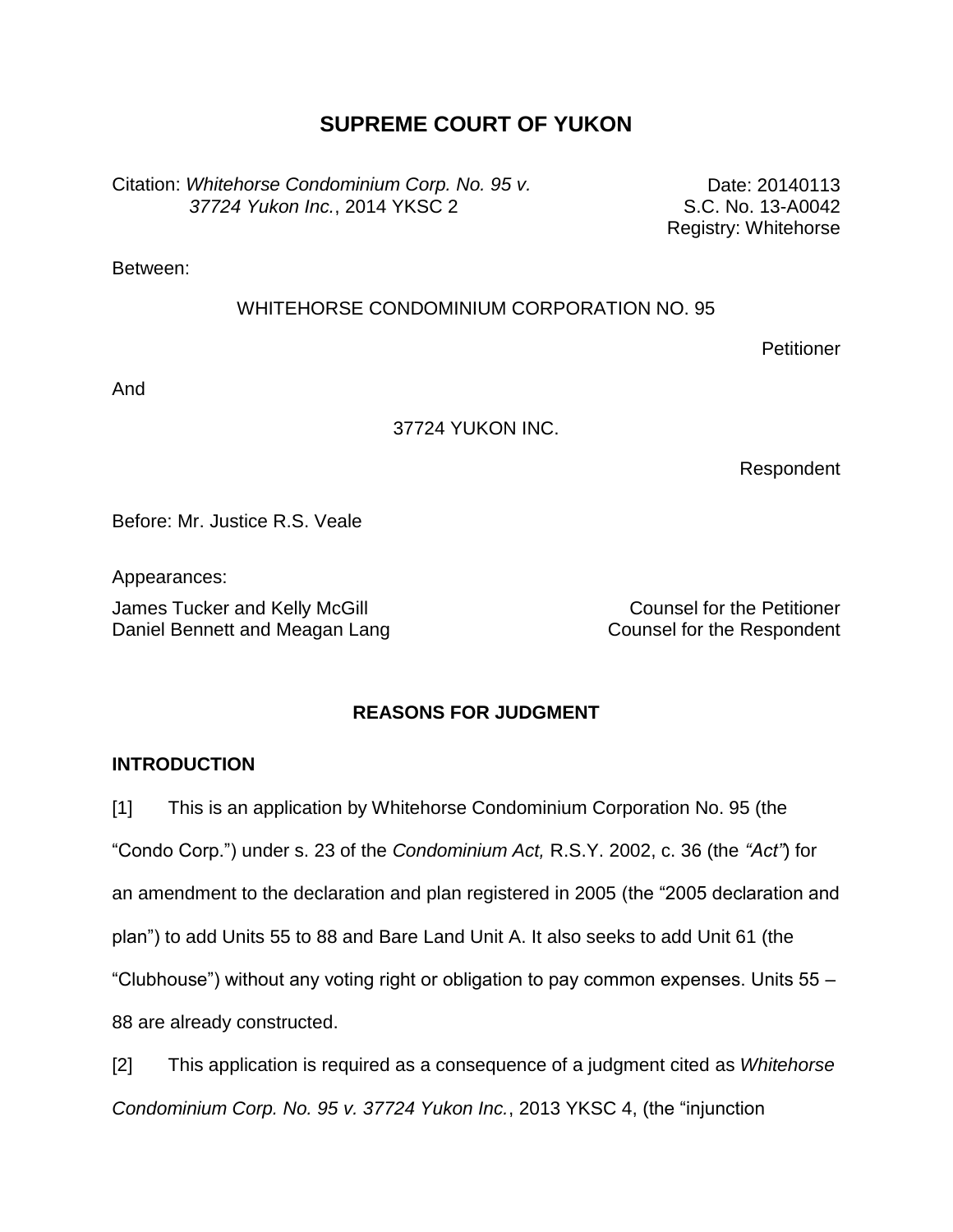# SUPREME COURT OF YUKON

Citation: *Whitehorse Condominium Corp. No. 95 v. 37724 Yukon Inc.*, 2014 YKSC 2

Date: 20140113
S.C. No. 13-A0042
Registry: Whitehorse

Between:

WHITEHORSE CONDOMINIUM CORPORATION NO. 95

Petitioner

And

37724 YUKON INC.

Respondent

Before: Mr. Justice R.S. Veale

Appearances:

| | |
|---|---|
| James Tucker and Kelly McGill | Counsel for the Petitioner |
| Daniel Bennett and Meagan Lang | Counsel for the Respondent |

## REASONS FOR JUDGMENT

### INTRODUCTION

[1] This is an application by Whitehorse Condominium Corporation No. 95 (the "Condo Corp.") under s. 23 of the *Condominium Act,* R.S.Y. 2002, c. 36 (the *"Act"*) for an amendment to the declaration and plan registered in 2005 (the "2005 declaration and plan") to add Units 55 to 88 and Bare Land Unit A. It also seeks to add Unit 61 (the "Clubhouse") without any voting right or obligation to pay common expenses. Units 55 – 88 are already constructed.

[2] This application is required as a consequence of a judgment cited as *Whitehorse Condominium Corp. No. 95 v. 37724 Yukon Inc.*, 2013 YKSC 4, (the "injunction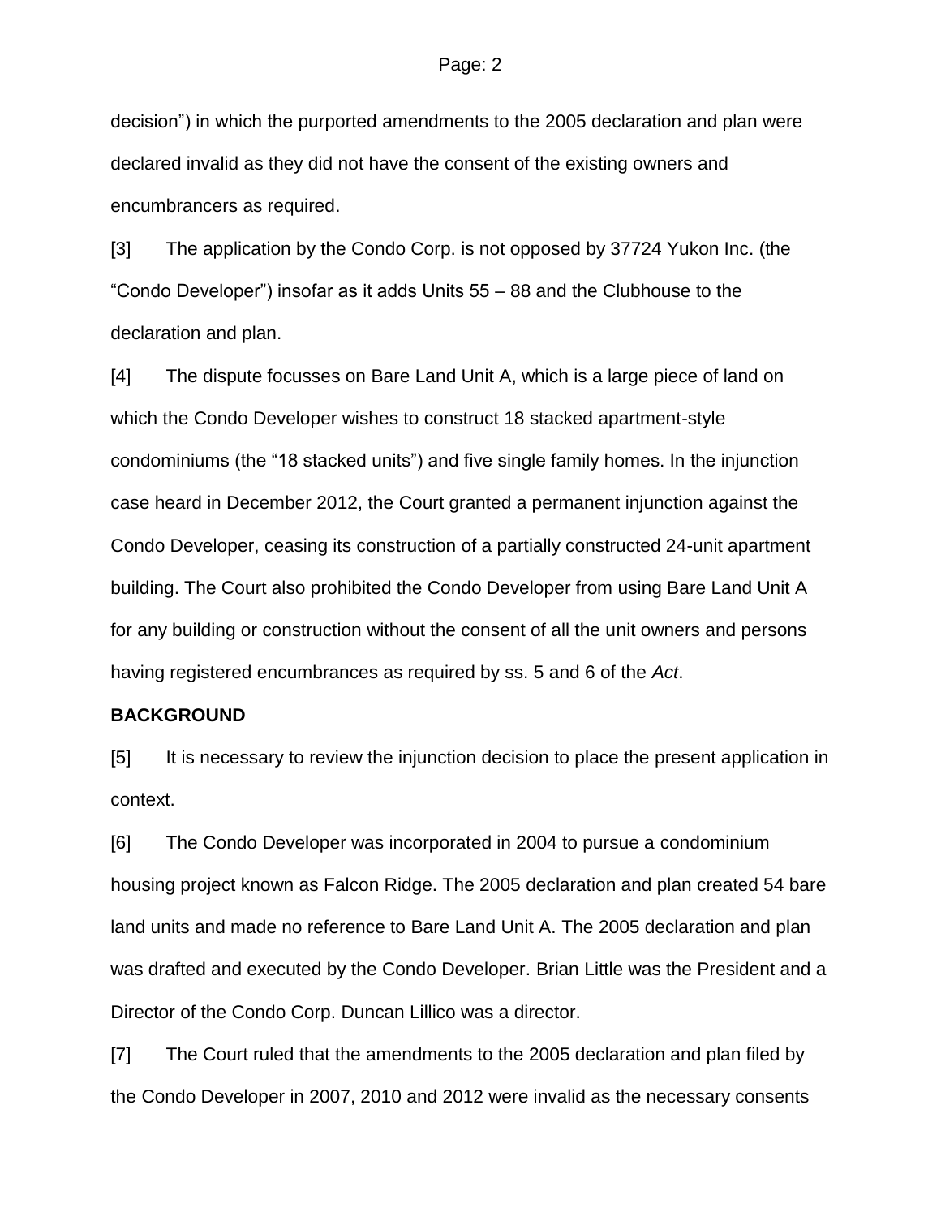decision") in which the purported amendments to the 2005 declaration and plan were declared invalid as they did not have the consent of the existing owners and encumbrancers as required.

[3] The application by the Condo Corp. is not opposed by 37724 Yukon Inc. (the "Condo Developer") insofar as it adds Units 55 – 88 and the Clubhouse to the declaration and plan.

[4] The dispute focusses on Bare Land Unit A, which is a large piece of land on which the Condo Developer wishes to construct 18 stacked apartment-style condominiums (the "18 stacked units") and five single family homes. In the injunction case heard in December 2012, the Court granted a permanent injunction against the Condo Developer, ceasing its construction of a partially constructed 24-unit apartment building. The Court also prohibited the Condo Developer from using Bare Land Unit A for any building or construction without the consent of all the unit owners and persons having registered encumbrances as required by ss. 5 and 6 of the *Act*.

**BACKGROUND**

[5] It is necessary to review the injunction decision to place the present application in context.

[6] The Condo Developer was incorporated in 2004 to pursue a condominium housing project known as Falcon Ridge. The 2005 declaration and plan created 54 bare land units and made no reference to Bare Land Unit A. The 2005 declaration and plan was drafted and executed by the Condo Developer. Brian Little was the President and a Director of the Condo Corp. Duncan Lillico was a director.

[7] The Court ruled that the amendments to the 2005 declaration and plan filed by the Condo Developer in 2007, 2010 and 2012 were invalid as the necessary consents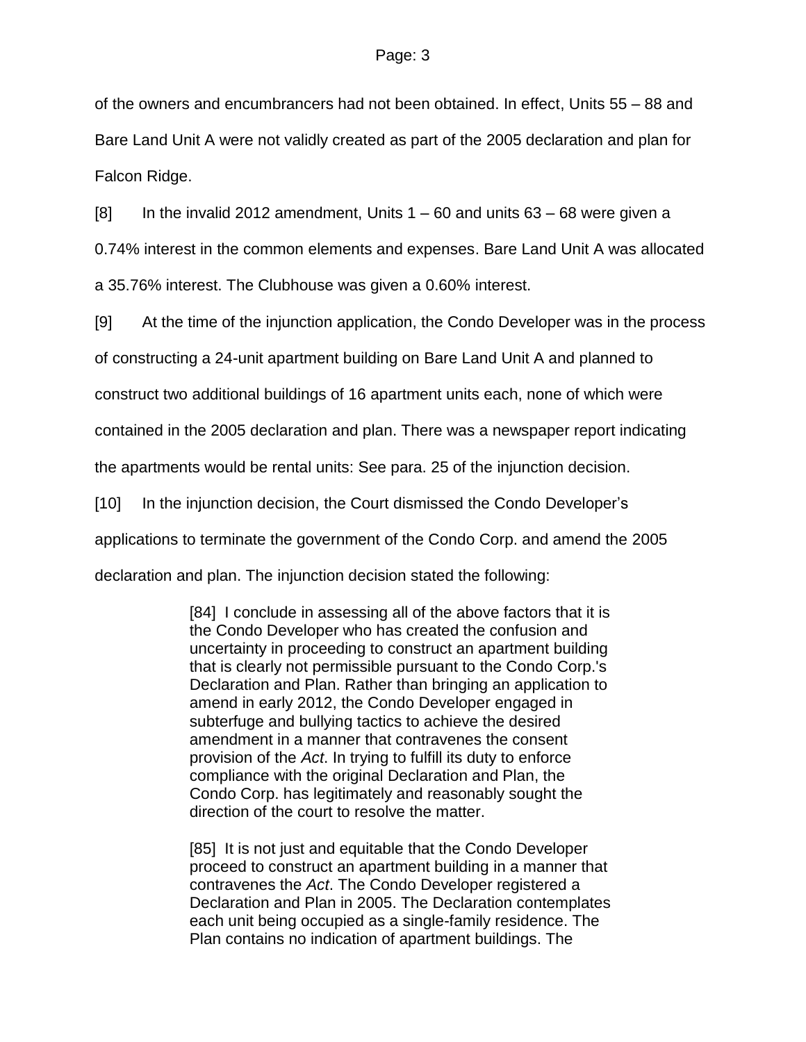of the owners and encumbrancers had not been obtained. In effect, Units 55 – 88 and Bare Land Unit A were not validly created as part of the 2005 declaration and plan for Falcon Ridge.

[8] In the invalid 2012 amendment, Units 1 – 60 and units 63 – 68 were given a 0.74% interest in the common elements and expenses. Bare Land Unit A was allocated a 35.76% interest. The Clubhouse was given a 0.60% interest.

[9] At the time of the injunction application, the Condo Developer was in the process of constructing a 24-unit apartment building on Bare Land Unit A and planned to construct two additional buildings of 16 apartment units each, none of which were contained in the 2005 declaration and plan. There was a newspaper report indicating the apartments would be rental units: See para. 25 of the injunction decision.

[10] In the injunction decision, the Court dismissed the Condo Developer's applications to terminate the government of the Condo Corp. and amend the 2005 declaration and plan. The injunction decision stated the following:

> [84] I conclude in assessing all of the above factors that it is the Condo Developer who has created the confusion and uncertainty in proceeding to construct an apartment building that is clearly not permissible pursuant to the Condo Corp.'s Declaration and Plan. Rather than bringing an application to amend in early 2012, the Condo Developer engaged in subterfuge and bullying tactics to achieve the desired amendment in a manner that contravenes the consent provision of the *Act*. In trying to fulfill its duty to enforce compliance with the original Declaration and Plan, the Condo Corp. has legitimately and reasonably sought the direction of the court to resolve the matter.
>
> [85] It is not just and equitable that the Condo Developer proceed to construct an apartment building in a manner that contravenes the *Act*. The Condo Developer registered a Declaration and Plan in 2005. The Declaration contemplates each unit being occupied as a single-family residence. The Plan contains no indication of apartment buildings. The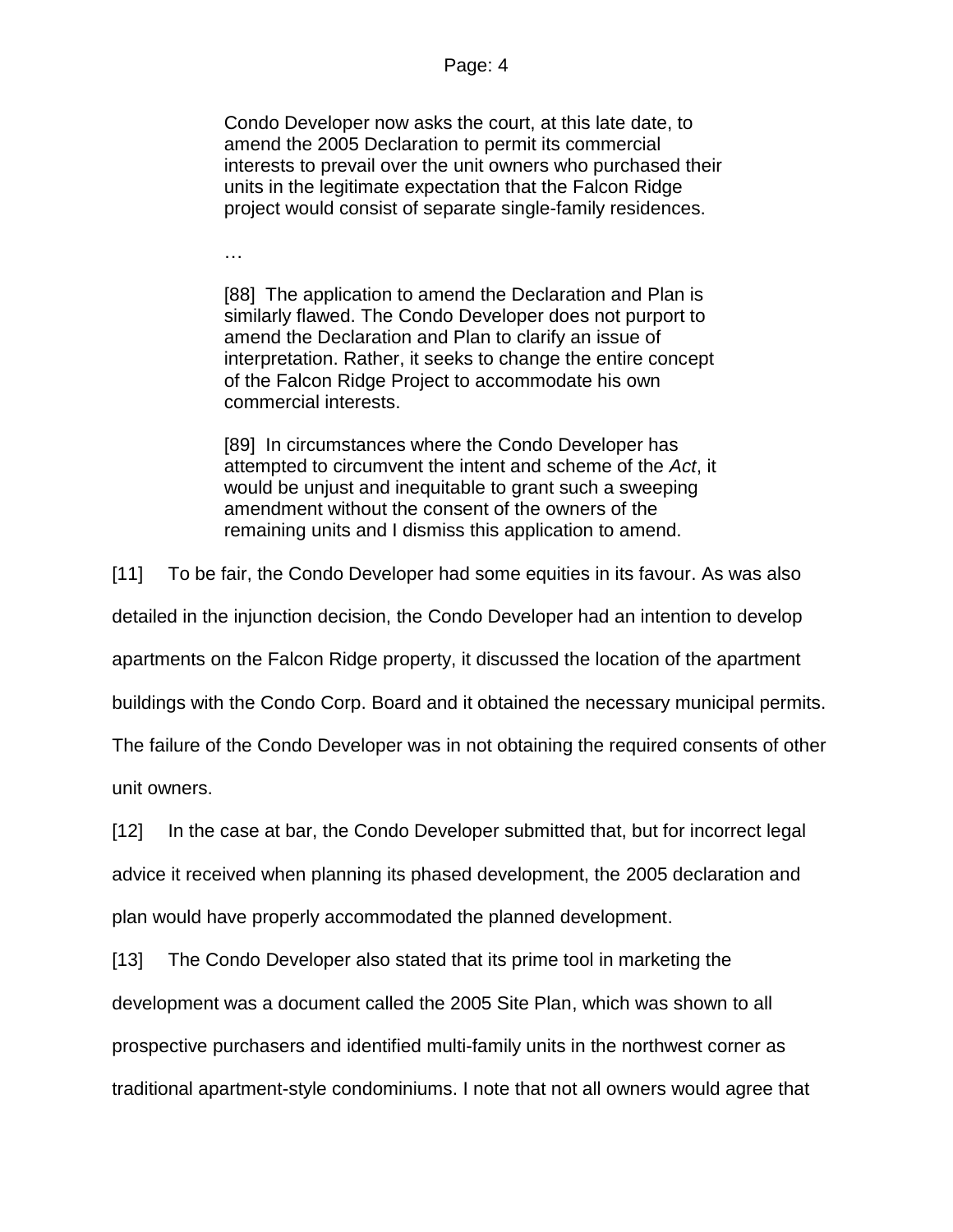> Condo Developer now asks the court, at this late date, to amend the 2005 Declaration to permit its commercial interests to prevail over the unit owners who purchased their units in the legitimate expectation that the Falcon Ridge project would consist of separate single-family residences.
>
> …
>
> [88] The application to amend the Declaration and Plan is similarly flawed. The Condo Developer does not purport to amend the Declaration and Plan to clarify an issue of interpretation. Rather, it seeks to change the entire concept of the Falcon Ridge Project to accommodate his own commercial interests.
>
> [89] In circumstances where the Condo Developer has attempted to circumvent the intent and scheme of the *Act*, it would be unjust and inequitable to grant such a sweeping amendment without the consent of the owners of the remaining units and I dismiss this application to amend.

[11] To be fair, the Condo Developer had some equities in its favour. As was also detailed in the injunction decision, the Condo Developer had an intention to develop apartments on the Falcon Ridge property, it discussed the location of the apartment buildings with the Condo Corp. Board and it obtained the necessary municipal permits. The failure of the Condo Developer was in not obtaining the required consents of other unit owners.

[12] In the case at bar, the Condo Developer submitted that, but for incorrect legal advice it received when planning its phased development, the 2005 declaration and plan would have properly accommodated the planned development.

[13] The Condo Developer also stated that its prime tool in marketing the development was a document called the 2005 Site Plan, which was shown to all prospective purchasers and identified multi-family units in the northwest corner as traditional apartment-style condominiums. I note that not all owners would agree that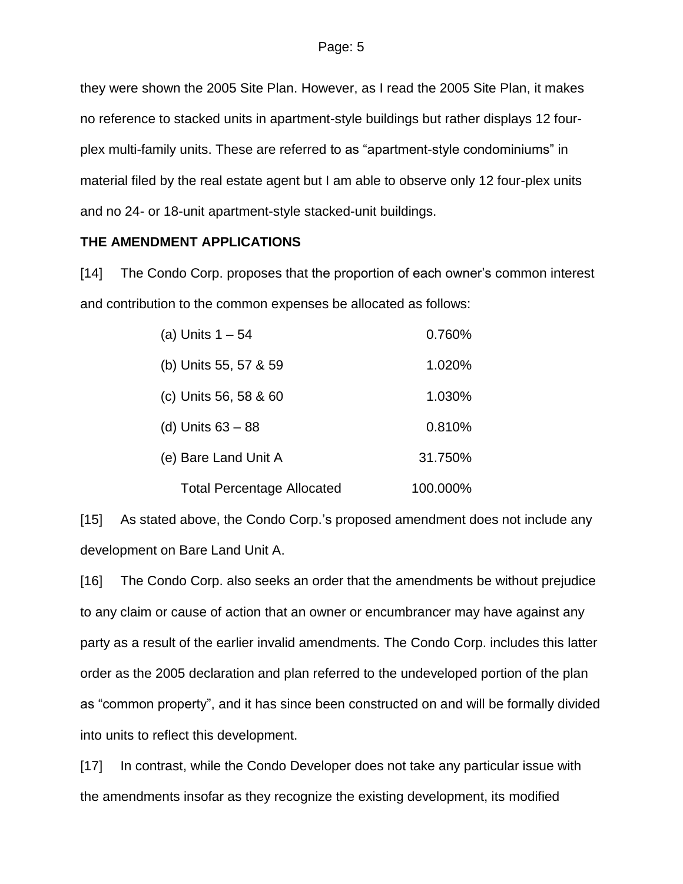they were shown the 2005 Site Plan. However, as I read the 2005 Site Plan, it makes no reference to stacked units in apartment-style buildings but rather displays 12 four-plex multi-family units. These are referred to as "apartment-style condominiums" in material filed by the real estate agent but I am able to observe only 12 four-plex units and no 24- or 18-unit apartment-style stacked-unit buildings.

**THE AMENDMENT APPLICATIONS**

[14] The Condo Corp. proposes that the proportion of each owner's common interest and contribution to the common expenses be allocated as follows:

| | |
|---|---:|
| (a) Units 1 – 54 | 0.760% |
| (b) Units 55, 57 & 59 | 1.020% |
| (c) Units 56, 58 & 60 | 1.030% |
| (d) Units 63 – 88 | 0.810% |
| (e) Bare Land Unit A | 31.750% |
| Total Percentage Allocated | 100.000% |

[15] As stated above, the Condo Corp.'s proposed amendment does not include any development on Bare Land Unit A.

[16] The Condo Corp. also seeks an order that the amendments be without prejudice to any claim or cause of action that an owner or encumbrancer may have against any party as a result of the earlier invalid amendments. The Condo Corp. includes this latter order as the 2005 declaration and plan referred to the undeveloped portion of the plan as "common property", and it has since been constructed on and will be formally divided into units to reflect this development.

[17] In contrast, while the Condo Developer does not take any particular issue with the amendments insofar as they recognize the existing development, its modified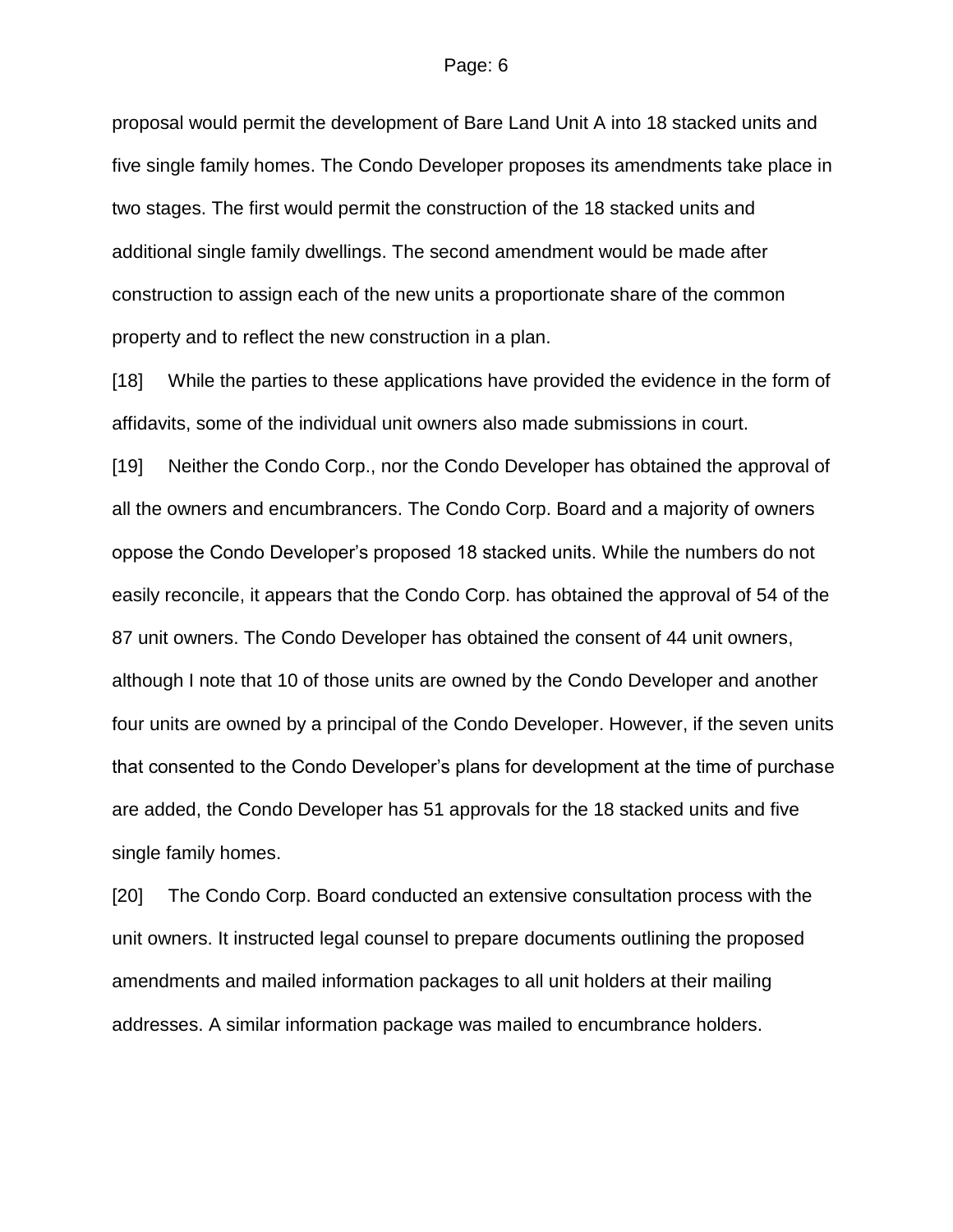proposal would permit the development of Bare Land Unit A into 18 stacked units and five single family homes. The Condo Developer proposes its amendments take place in two stages. The first would permit the construction of the 18 stacked units and additional single family dwellings. The second amendment would be made after construction to assign each of the new units a proportionate share of the common property and to reflect the new construction in a plan.

[18] While the parties to these applications have provided the evidence in the form of affidavits, some of the individual unit owners also made submissions in court.

[19] Neither the Condo Corp., nor the Condo Developer has obtained the approval of all the owners and encumbrancers. The Condo Corp. Board and a majority of owners oppose the Condo Developer's proposed 18 stacked units. While the numbers do not easily reconcile, it appears that the Condo Corp. has obtained the approval of 54 of the 87 unit owners. The Condo Developer has obtained the consent of 44 unit owners, although I note that 10 of those units are owned by the Condo Developer and another four units are owned by a principal of the Condo Developer. However, if the seven units that consented to the Condo Developer's plans for development at the time of purchase are added, the Condo Developer has 51 approvals for the 18 stacked units and five single family homes.

[20] The Condo Corp. Board conducted an extensive consultation process with the unit owners. It instructed legal counsel to prepare documents outlining the proposed amendments and mailed information packages to all unit holders at their mailing addresses. A similar information package was mailed to encumbrance holders.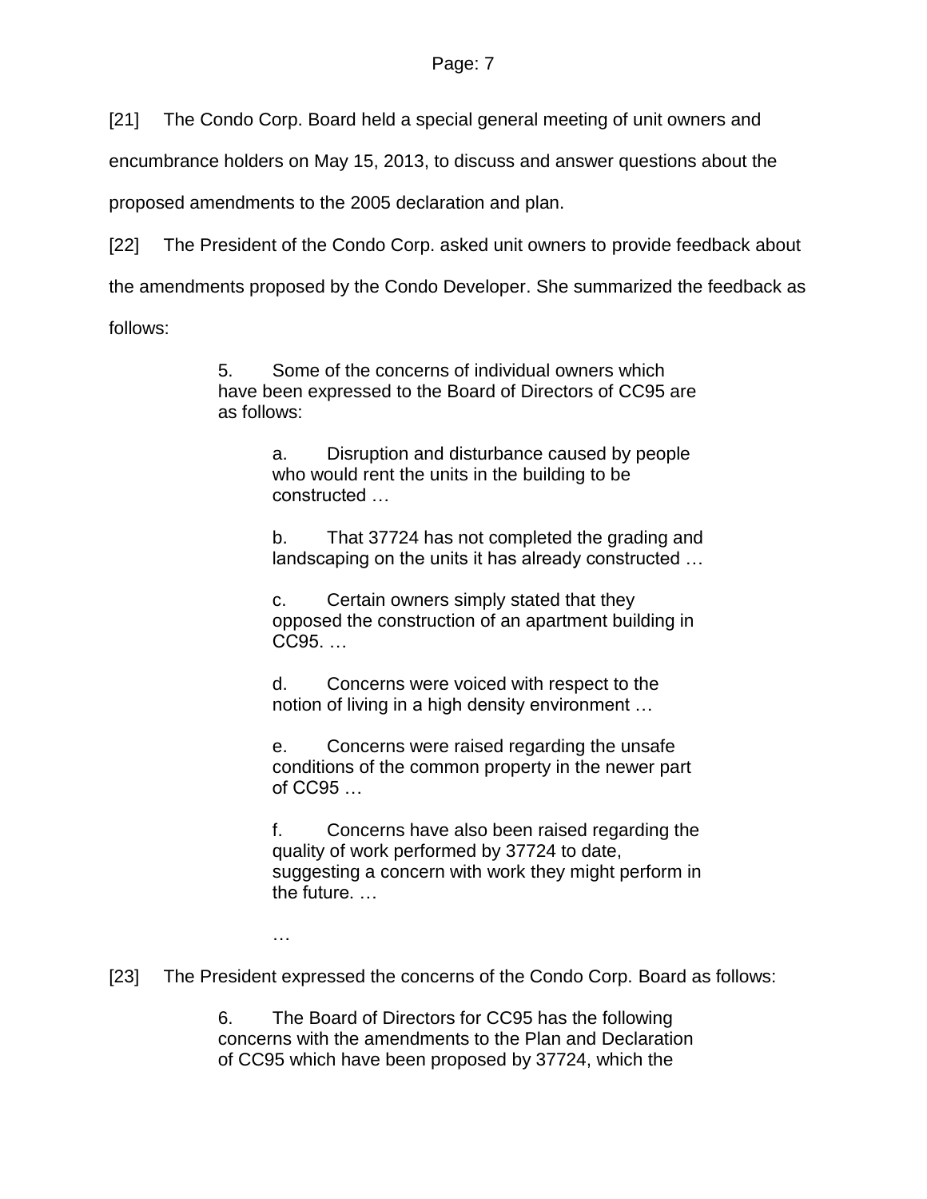[21] The Condo Corp. Board held a special general meeting of unit owners and encumbrance holders on May 15, 2013, to discuss and answer questions about the proposed amendments to the 2005 declaration and plan.

[22] The President of the Condo Corp. asked unit owners to provide feedback about the amendments proposed by the Condo Developer. She summarized the feedback as follows:

> 5. Some of the concerns of individual owners which have been expressed to the Board of Directors of CC95 are as follows:
>
> > a. Disruption and disturbance caused by people who would rent the units in the building to be constructed …
> >
> > b. That 37724 has not completed the grading and landscaping on the units it has already constructed …
> >
> > c. Certain owners simply stated that they opposed the construction of an apartment building in CC95. …
> >
> > d. Concerns were voiced with respect to the notion of living in a high density environment …
> >
> > e. Concerns were raised regarding the unsafe conditions of the common property in the newer part of CC95 …
> >
> > f. Concerns have also been raised regarding the quality of work performed by 37724 to date, suggesting a concern with work they might perform in the future. …
> >
> > …

[23] The President expressed the concerns of the Condo Corp. Board as follows:

> 6. The Board of Directors for CC95 has the following concerns with the amendments to the Plan and Declaration of CC95 which have been proposed by 37724, which the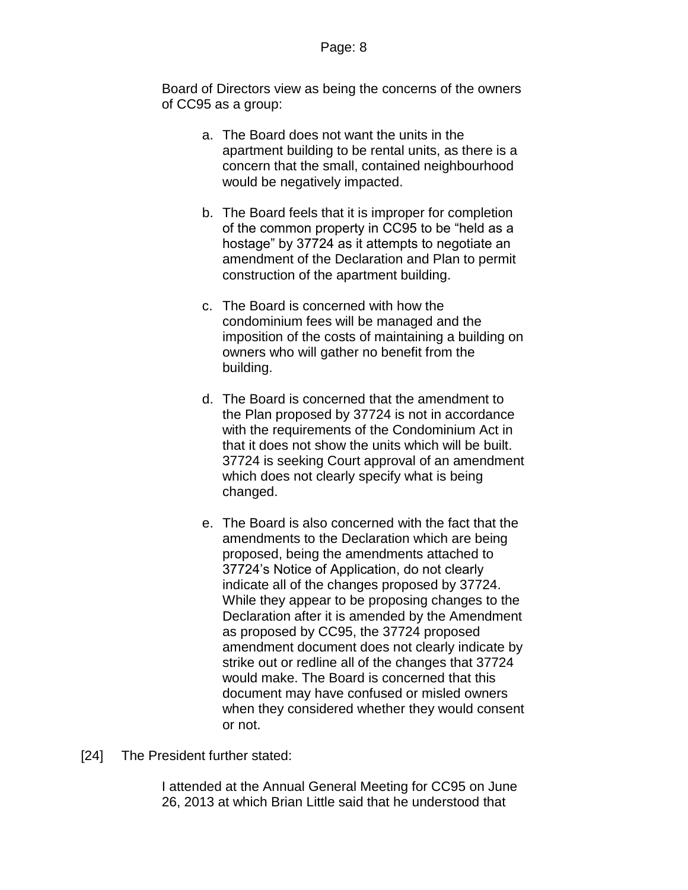> Board of Directors view as being the concerns of the owners of CC95 as a group:
>
> a. The Board does not want the units in the apartment building to be rental units, as there is a concern that the small, contained neighbourhood would be negatively impacted.
>
> b. The Board feels that it is improper for completion of the common property in CC95 to be "held as a hostage" by 37724 as it attempts to negotiate an amendment of the Declaration and Plan to permit construction of the apartment building.
>
> c. The Board is concerned with how the condominium fees will be managed and the imposition of the costs of maintaining a building on owners who will gather no benefit from the building.
>
> d. The Board is concerned that the amendment to the Plan proposed by 37724 is not in accordance with the requirements of the Condominium Act in that it does not show the units which will be built. 37724 is seeking Court approval of an amendment which does not clearly specify what is being changed.
>
> e. The Board is also concerned with the fact that the amendments to the Declaration which are being proposed, being the amendments attached to 37724's Notice of Application, do not clearly indicate all of the changes proposed by 37724. While they appear to be proposing changes to the Declaration after it is amended by the Amendment as proposed by CC95, the 37724 proposed amendment document does not clearly indicate by strike out or redline all of the changes that 37724 would make. The Board is concerned that this document may have confused or misled owners when they considered whether they would consent or not.

[24] The President further stated:

> I attended at the Annual General Meeting for CC95 on June 26, 2013 at which Brian Little said that he understood that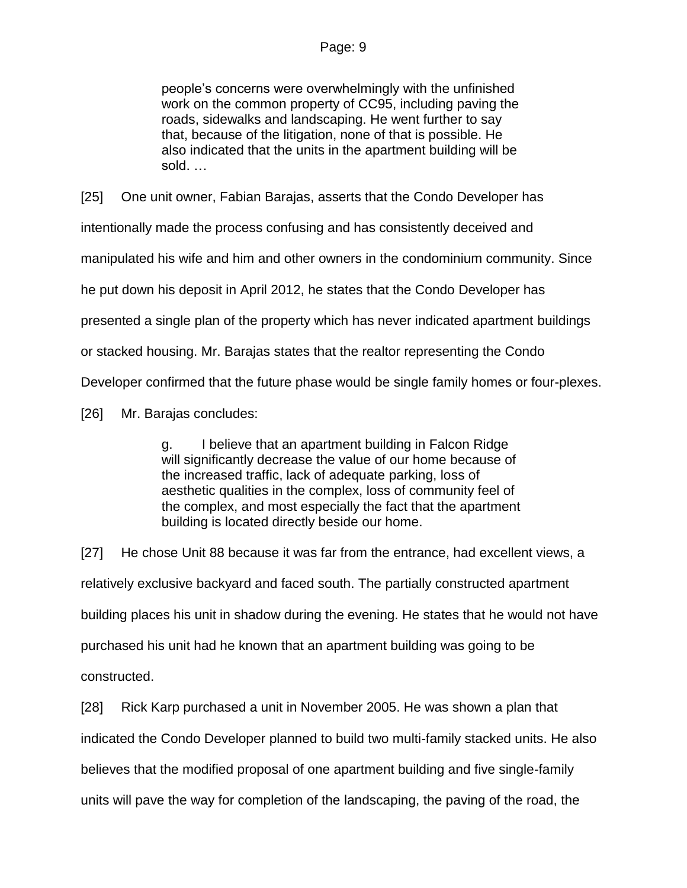> people's concerns were overwhelmingly with the unfinished work on the common property of CC95, including paving the roads, sidewalks and landscaping. He went further to say that, because of the litigation, none of that is possible. He also indicated that the units in the apartment building will be sold. …

[25] One unit owner, Fabian Barajas, asserts that the Condo Developer has intentionally made the process confusing and has consistently deceived and manipulated his wife and him and other owners in the condominium community. Since he put down his deposit in April 2012, he states that the Condo Developer has presented a single plan of the property which has never indicated apartment buildings or stacked housing. Mr. Barajas states that the realtor representing the Condo Developer confirmed that the future phase would be single family homes or four-plexes.

[26] Mr. Barajas concludes:

> g. I believe that an apartment building in Falcon Ridge will significantly decrease the value of our home because of the increased traffic, lack of adequate parking, loss of aesthetic qualities in the complex, loss of community feel of the complex, and most especially the fact that the apartment building is located directly beside our home.

[27] He chose Unit 88 because it was far from the entrance, had excellent views, a relatively exclusive backyard and faced south. The partially constructed apartment building places his unit in shadow during the evening. He states that he would not have purchased his unit had he known that an apartment building was going to be constructed.

[28] Rick Karp purchased a unit in November 2005. He was shown a plan that indicated the Condo Developer planned to build two multi-family stacked units. He also believes that the modified proposal of one apartment building and five single-family units will pave the way for completion of the landscaping, the paving of the road, the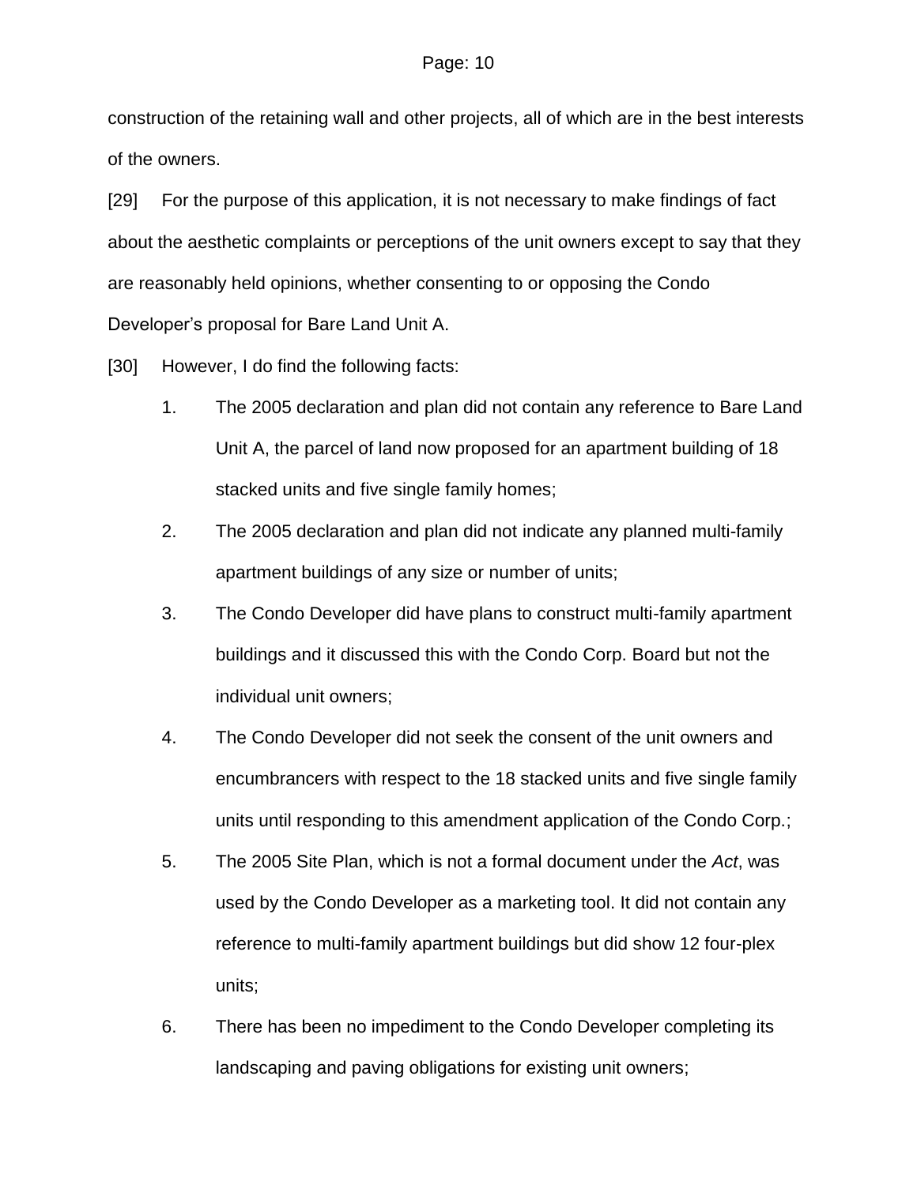construction of the retaining wall and other projects, all of which are in the best interests of the owners.

[29] For the purpose of this application, it is not necessary to make findings of fact about the aesthetic complaints or perceptions of the unit owners except to say that they are reasonably held opinions, whether consenting to or opposing the Condo Developer's proposal for Bare Land Unit A.

[30] However, I do find the following facts:

1. The 2005 declaration and plan did not contain any reference to Bare Land Unit A, the parcel of land now proposed for an apartment building of 18 stacked units and five single family homes;
2. The 2005 declaration and plan did not indicate any planned multi-family apartment buildings of any size or number of units;
3. The Condo Developer did have plans to construct multi-family apartment buildings and it discussed this with the Condo Corp. Board but not the individual unit owners;
4. The Condo Developer did not seek the consent of the unit owners and encumbrancers with respect to the 18 stacked units and five single family units until responding to this amendment application of the Condo Corp.;
5. The 2005 Site Plan, which is not a formal document under the *Act*, was used by the Condo Developer as a marketing tool. It did not contain any reference to multi-family apartment buildings but did show 12 four-plex units;
6. There has been no impediment to the Condo Developer completing its landscaping and paving obligations for existing unit owners;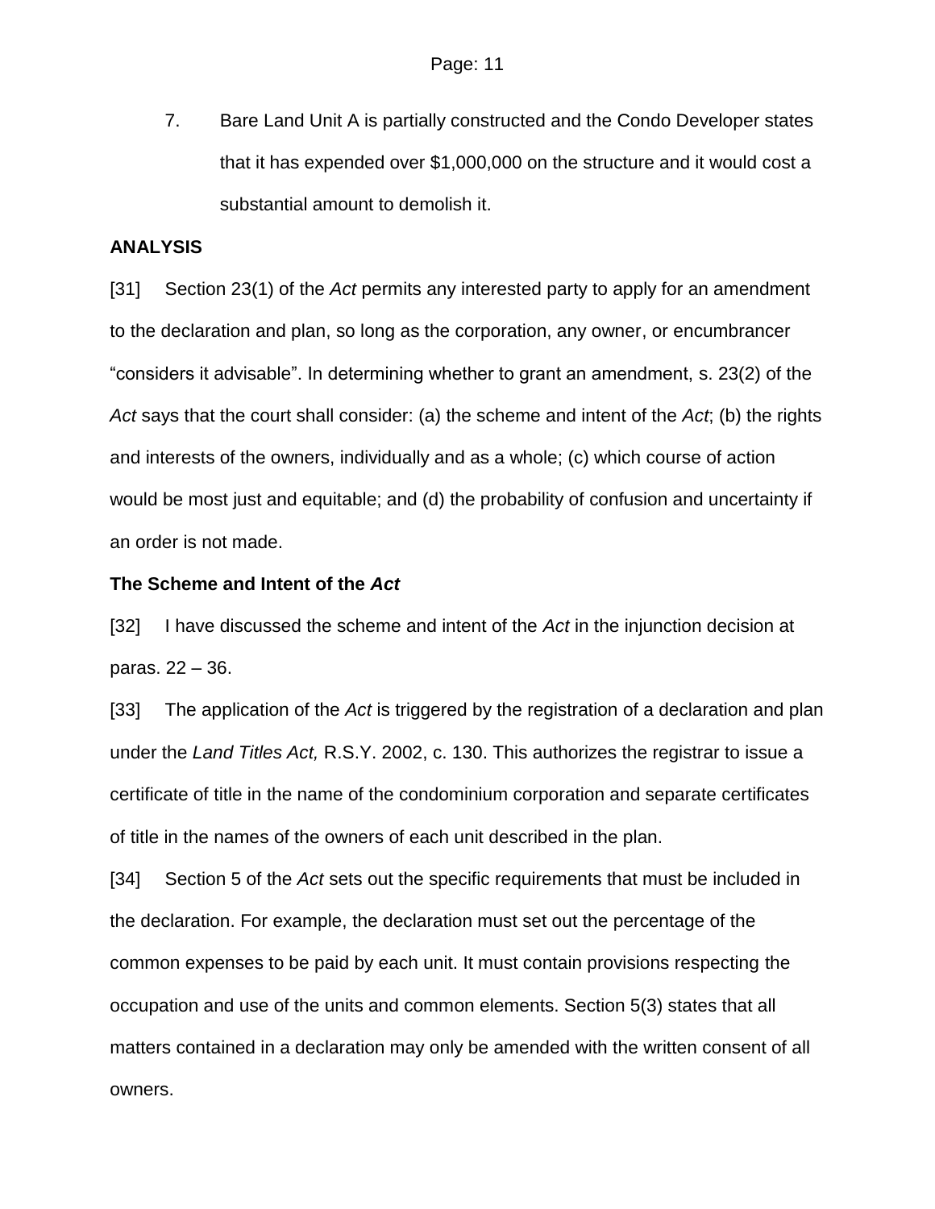7. Bare Land Unit A is partially constructed and the Condo Developer states that it has expended over $1,000,000 on the structure and it would cost a substantial amount to demolish it.

**ANALYSIS**

[31] Section 23(1) of the *Act* permits any interested party to apply for an amendment to the declaration and plan, so long as the corporation, any owner, or encumbrancer "considers it advisable". In determining whether to grant an amendment, s. 23(2) of the *Act* says that the court shall consider: (a) the scheme and intent of the *Act*; (b) the rights and interests of the owners, individually and as a whole; (c) which course of action would be most just and equitable; and (d) the probability of confusion and uncertainty if an order is not made.

**The Scheme and Intent of the *Act***

[32] I have discussed the scheme and intent of the *Act* in the injunction decision at paras. 22 – 36.

[33] The application of the *Act* is triggered by the registration of a declaration and plan under the *Land Titles Act,* R.S.Y. 2002, c. 130. This authorizes the registrar to issue a certificate of title in the name of the condominium corporation and separate certificates of title in the names of the owners of each unit described in the plan.

[34] Section 5 of the *Act* sets out the specific requirements that must be included in the declaration. For example, the declaration must set out the percentage of the common expenses to be paid by each unit. It must contain provisions respecting the occupation and use of the units and common elements. Section 5(3) states that all matters contained in a declaration may only be amended with the written consent of all owners.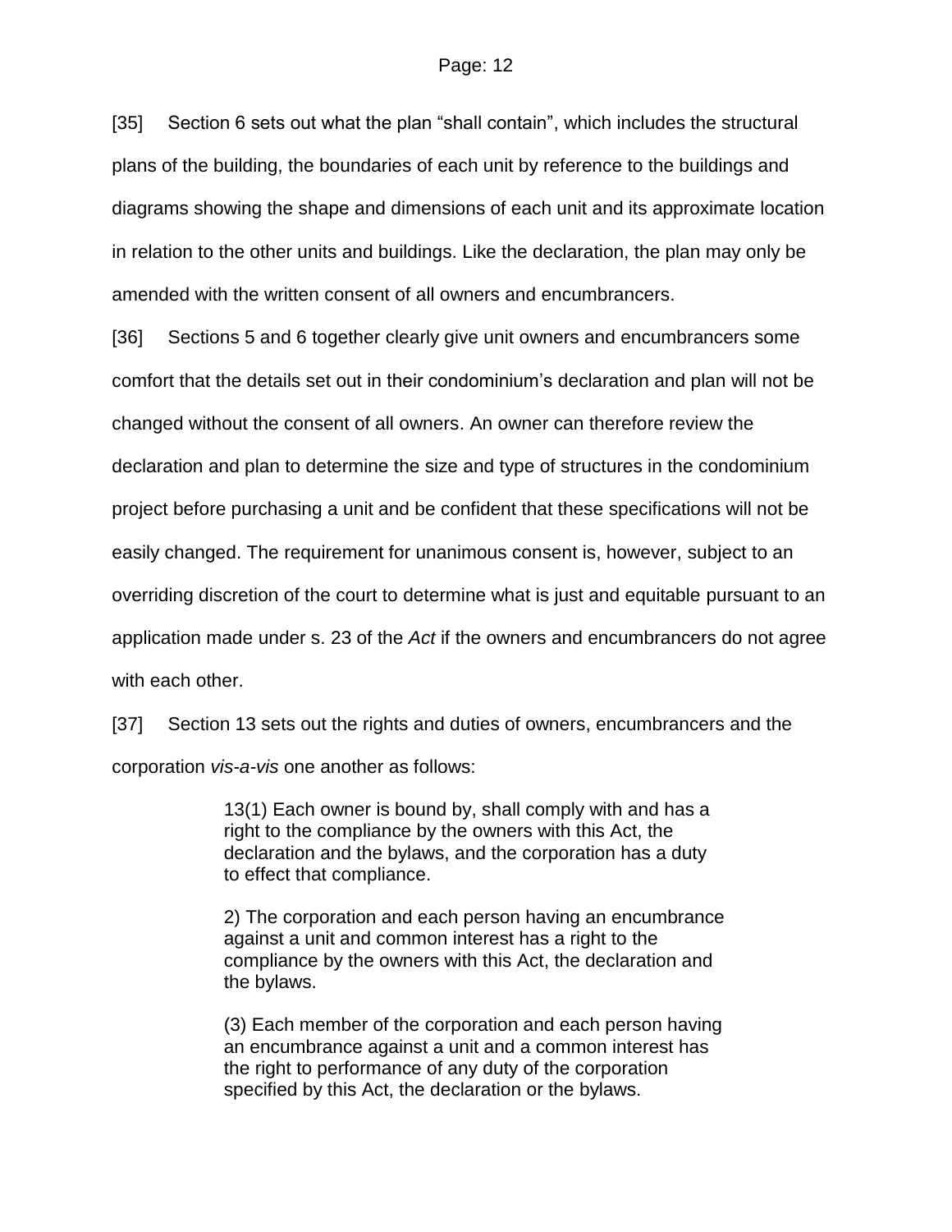[35] Section 6 sets out what the plan "shall contain", which includes the structural plans of the building, the boundaries of each unit by reference to the buildings and diagrams showing the shape and dimensions of each unit and its approximate location in relation to the other units and buildings. Like the declaration, the plan may only be amended with the written consent of all owners and encumbrancers.

[36] Sections 5 and 6 together clearly give unit owners and encumbrancers some comfort that the details set out in their condominium's declaration and plan will not be changed without the consent of all owners. An owner can therefore review the declaration and plan to determine the size and type of structures in the condominium project before purchasing a unit and be confident that these specifications will not be easily changed. The requirement for unanimous consent is, however, subject to an overriding discretion of the court to determine what is just and equitable pursuant to an application made under s. 23 of the *Act* if the owners and encumbrancers do not agree with each other.

[37] Section 13 sets out the rights and duties of owners, encumbrancers and the corporation *vis-a-vis* one another as follows:

> 13(1) Each owner is bound by, shall comply with and has a right to the compliance by the owners with this Act, the declaration and the bylaws, and the corporation has a duty to effect that compliance.
>
> 2) The corporation and each person having an encumbrance against a unit and common interest has a right to the compliance by the owners with this Act, the declaration and the bylaws.
>
> (3) Each member of the corporation and each person having an encumbrance against a unit and a common interest has the right to performance of any duty of the corporation specified by this Act, the declaration or the bylaws.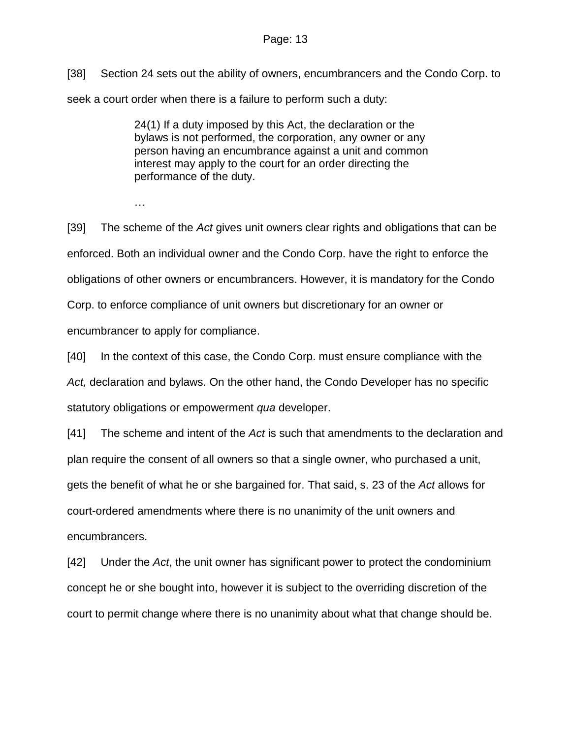[38] Section 24 sets out the ability of owners, encumbrancers and the Condo Corp. to seek a court order when there is a failure to perform such a duty:

> 24(1) If a duty imposed by this Act, the declaration or the bylaws is not performed, the corporation, any owner or any person having an encumbrance against a unit and common interest may apply to the court for an order directing the performance of the duty.
>
> …

[39] The scheme of the *Act* gives unit owners clear rights and obligations that can be enforced. Both an individual owner and the Condo Corp. have the right to enforce the obligations of other owners or encumbrancers. However, it is mandatory for the Condo Corp. to enforce compliance of unit owners but discretionary for an owner or encumbrancer to apply for compliance.

[40] In the context of this case, the Condo Corp. must ensure compliance with the *Act,* declaration and bylaws. On the other hand, the Condo Developer has no specific statutory obligations or empowerment *qua* developer.

[41] The scheme and intent of the *Act* is such that amendments to the declaration and plan require the consent of all owners so that a single owner, who purchased a unit, gets the benefit of what he or she bargained for. That said, s. 23 of the *Act* allows for court-ordered amendments where there is no unanimity of the unit owners and encumbrancers.

[42] Under the *Act*, the unit owner has significant power to protect the condominium concept he or she bought into, however it is subject to the overriding discretion of the court to permit change where there is no unanimity about what that change should be.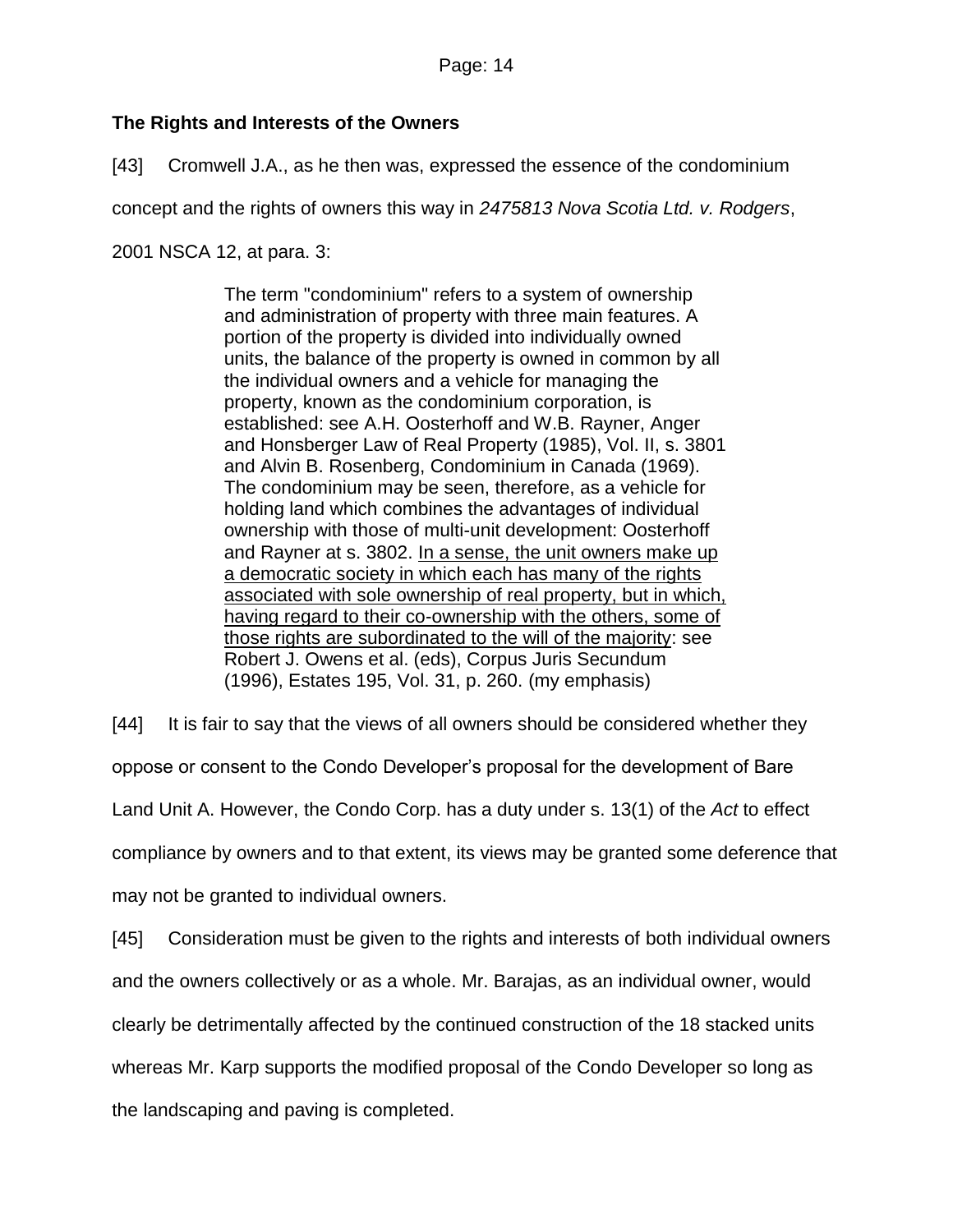**The Rights and Interests of the Owners**

[43] Cromwell J.A., as he then was, expressed the essence of the condominium concept and the rights of owners this way in *2475813 Nova Scotia Ltd. v. Rodgers*, 2001 NSCA 12, at para. 3:

> The term "condominium" refers to a system of ownership and administration of property with three main features. A portion of the property is divided into individually owned units, the balance of the property is owned in common by all the individual owners and a vehicle for managing the property, known as the condominium corporation, is established: see A.H. Oosterhoff and W.B. Rayner, Anger and Honsberger Law of Real Property (1985), Vol. II, s. 3801 and Alvin B. Rosenberg, Condominium in Canada (1969). The condominium may be seen, therefore, as a vehicle for holding land which combines the advantages of individual ownership with those of multi-unit development: Oosterhoff and Rayner at s. 3802. <u>In a sense, the unit owners make up a democratic society in which each has many of the rights associated with sole ownership of real property, but in which, having regard to their co-ownership with the others, some of those rights are subordinated to the will of the majority</u>: see Robert J. Owens et al. (eds), Corpus Juris Secundum (1996), Estates 195, Vol. 31, p. 260. (my emphasis)

[44] It is fair to say that the views of all owners should be considered whether they oppose or consent to the Condo Developer's proposal for the development of Bare Land Unit A. However, the Condo Corp. has a duty under s. 13(1) of the *Act* to effect compliance by owners and to that extent, its views may be granted some deference that may not be granted to individual owners.

[45] Consideration must be given to the rights and interests of both individual owners and the owners collectively or as a whole. Mr. Barajas, as an individual owner, would clearly be detrimentally affected by the continued construction of the 18 stacked units whereas Mr. Karp supports the modified proposal of the Condo Developer so long as the landscaping and paving is completed.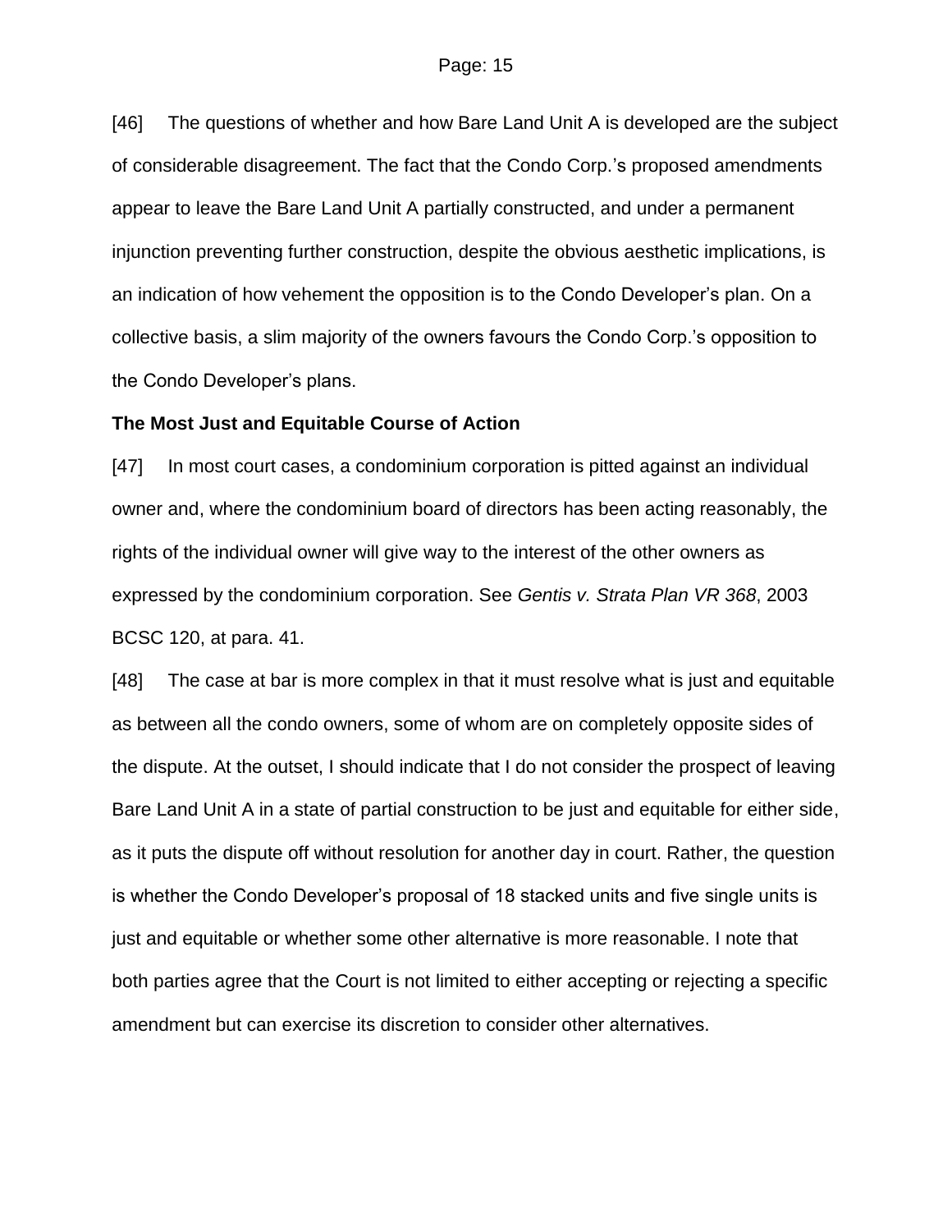[46] The questions of whether and how Bare Land Unit A is developed are the subject of considerable disagreement. The fact that the Condo Corp.'s proposed amendments appear to leave the Bare Land Unit A partially constructed, and under a permanent injunction preventing further construction, despite the obvious aesthetic implications, is an indication of how vehement the opposition is to the Condo Developer's plan. On a collective basis, a slim majority of the owners favours the Condo Corp.'s opposition to the Condo Developer's plans.

**The Most Just and Equitable Course of Action**

[47] In most court cases, a condominium corporation is pitted against an individual owner and, where the condominium board of directors has been acting reasonably, the rights of the individual owner will give way to the interest of the other owners as expressed by the condominium corporation. See *Gentis v. Strata Plan VR 368*, 2003 BCSC 120, at para. 41.

[48] The case at bar is more complex in that it must resolve what is just and equitable as between all the condo owners, some of whom are on completely opposite sides of the dispute. At the outset, I should indicate that I do not consider the prospect of leaving Bare Land Unit A in a state of partial construction to be just and equitable for either side, as it puts the dispute off without resolution for another day in court. Rather, the question is whether the Condo Developer's proposal of 18 stacked units and five single units is just and equitable or whether some other alternative is more reasonable. I note that both parties agree that the Court is not limited to either accepting or rejecting a specific amendment but can exercise its discretion to consider other alternatives.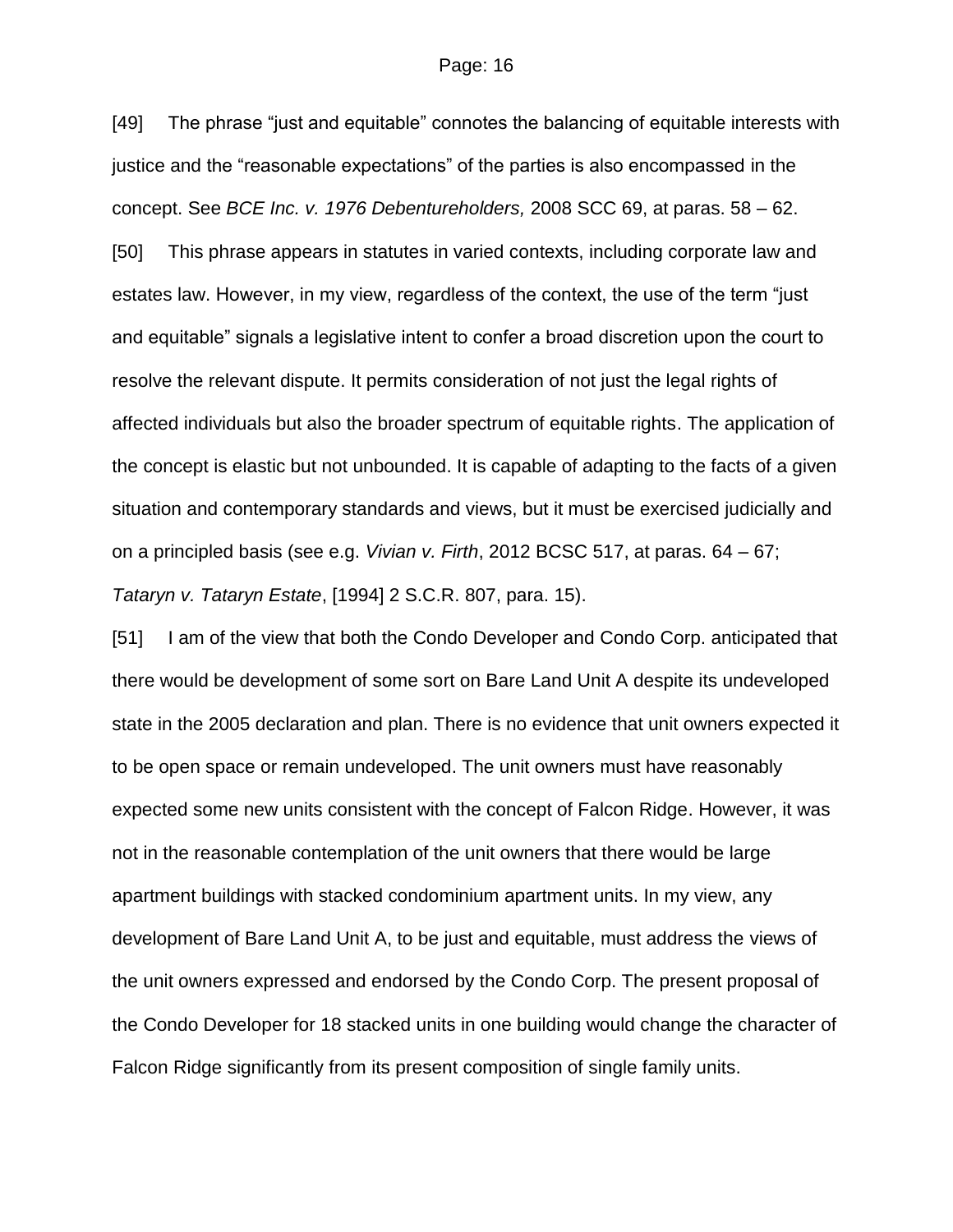[49] The phrase "just and equitable" connotes the balancing of equitable interests with justice and the "reasonable expectations" of the parties is also encompassed in the concept. See *BCE Inc. v. 1976 Debentureholders,* 2008 SCC 69, at paras. 58 – 62.

[50] This phrase appears in statutes in varied contexts, including corporate law and estates law. However, in my view, regardless of the context, the use of the term "just and equitable" signals a legislative intent to confer a broad discretion upon the court to resolve the relevant dispute. It permits consideration of not just the legal rights of affected individuals but also the broader spectrum of equitable rights. The application of the concept is elastic but not unbounded. It is capable of adapting to the facts of a given situation and contemporary standards and views, but it must be exercised judicially and on a principled basis (see e.g. *Vivian v. Firth*, 2012 BCSC 517, at paras. 64 – 67; *Tataryn v. Tataryn Estate*, [1994] 2 S.C.R. 807, para. 15).

[51] I am of the view that both the Condo Developer and Condo Corp. anticipated that there would be development of some sort on Bare Land Unit A despite its undeveloped state in the 2005 declaration and plan. There is no evidence that unit owners expected it to be open space or remain undeveloped. The unit owners must have reasonably expected some new units consistent with the concept of Falcon Ridge. However, it was not in the reasonable contemplation of the unit owners that there would be large apartment buildings with stacked condominium apartment units. In my view, any development of Bare Land Unit A, to be just and equitable, must address the views of the unit owners expressed and endorsed by the Condo Corp. The present proposal of the Condo Developer for 18 stacked units in one building would change the character of Falcon Ridge significantly from its present composition of single family units.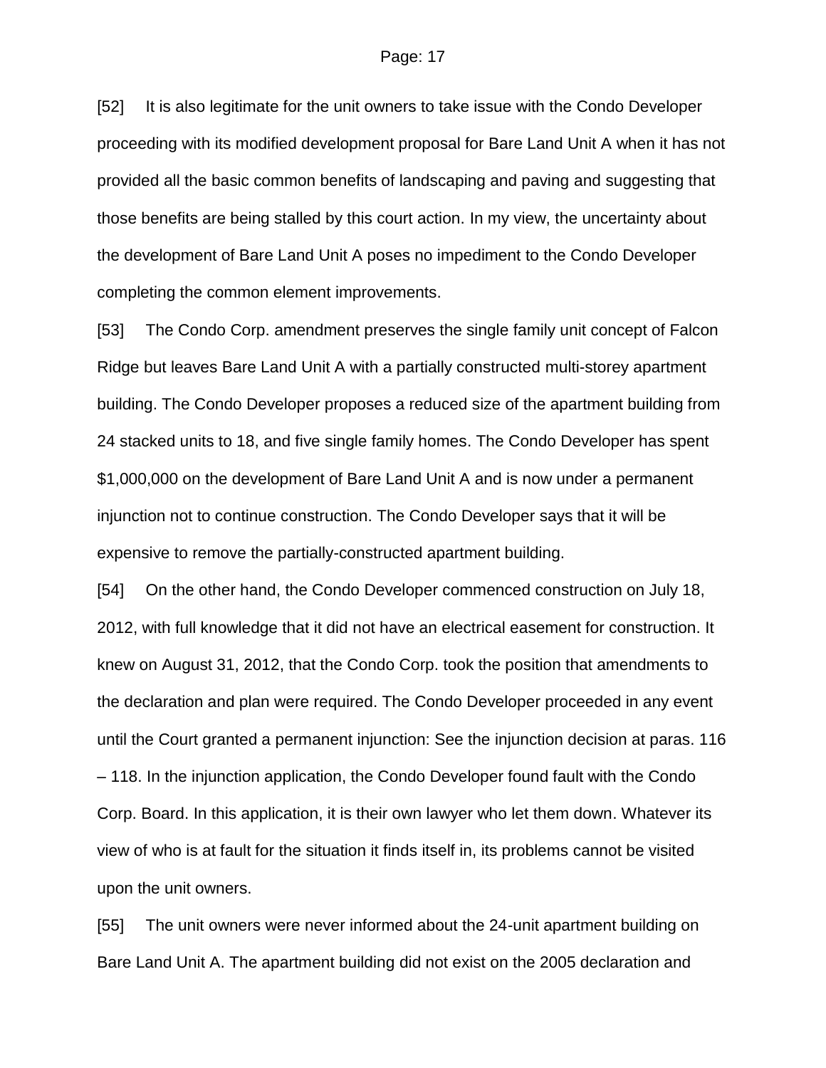[52] It is also legitimate for the unit owners to take issue with the Condo Developer proceeding with its modified development proposal for Bare Land Unit A when it has not provided all the basic common benefits of landscaping and paving and suggesting that those benefits are being stalled by this court action. In my view, the uncertainty about the development of Bare Land Unit A poses no impediment to the Condo Developer completing the common element improvements.

[53] The Condo Corp. amendment preserves the single family unit concept of Falcon Ridge but leaves Bare Land Unit A with a partially constructed multi-storey apartment building. The Condo Developer proposes a reduced size of the apartment building from 24 stacked units to 18, and five single family homes. The Condo Developer has spent $1,000,000 on the development of Bare Land Unit A and is now under a permanent injunction not to continue construction. The Condo Developer says that it will be expensive to remove the partially-constructed apartment building.

[54] On the other hand, the Condo Developer commenced construction on July 18, 2012, with full knowledge that it did not have an electrical easement for construction. It knew on August 31, 2012, that the Condo Corp. took the position that amendments to the declaration and plan were required. The Condo Developer proceeded in any event until the Court granted a permanent injunction: See the injunction decision at paras. 116 – 118. In the injunction application, the Condo Developer found fault with the Condo Corp. Board. In this application, it is their own lawyer who let them down. Whatever its view of who is at fault for the situation it finds itself in, its problems cannot be visited upon the unit owners.

[55] The unit owners were never informed about the 24-unit apartment building on Bare Land Unit A. The apartment building did not exist on the 2005 declaration and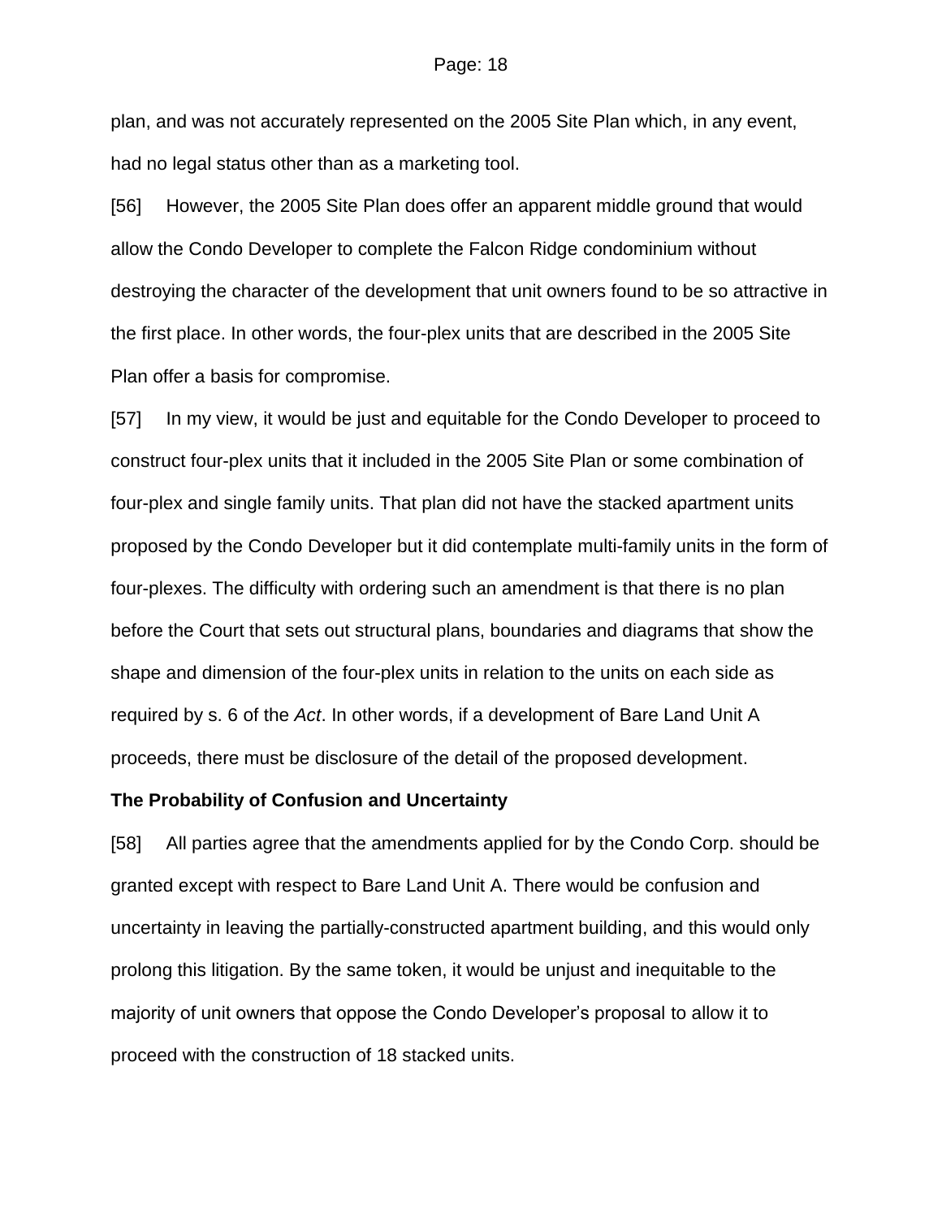plan, and was not accurately represented on the 2005 Site Plan which, in any event, had no legal status other than as a marketing tool.

[56] However, the 2005 Site Plan does offer an apparent middle ground that would allow the Condo Developer to complete the Falcon Ridge condominium without destroying the character of the development that unit owners found to be so attractive in the first place. In other words, the four-plex units that are described in the 2005 Site Plan offer a basis for compromise.

[57] In my view, it would be just and equitable for the Condo Developer to proceed to construct four-plex units that it included in the 2005 Site Plan or some combination of four-plex and single family units. That plan did not have the stacked apartment units proposed by the Condo Developer but it did contemplate multi-family units in the form of four-plexes. The difficulty with ordering such an amendment is that there is no plan before the Court that sets out structural plans, boundaries and diagrams that show the shape and dimension of the four-plex units in relation to the units on each side as required by s. 6 of the *Act*. In other words, if a development of Bare Land Unit A proceeds, there must be disclosure of the detail of the proposed development.

**The Probability of Confusion and Uncertainty**

[58] All parties agree that the amendments applied for by the Condo Corp. should be granted except with respect to Bare Land Unit A. There would be confusion and uncertainty in leaving the partially-constructed apartment building, and this would only prolong this litigation. By the same token, it would be unjust and inequitable to the majority of unit owners that oppose the Condo Developer's proposal to allow it to proceed with the construction of 18 stacked units.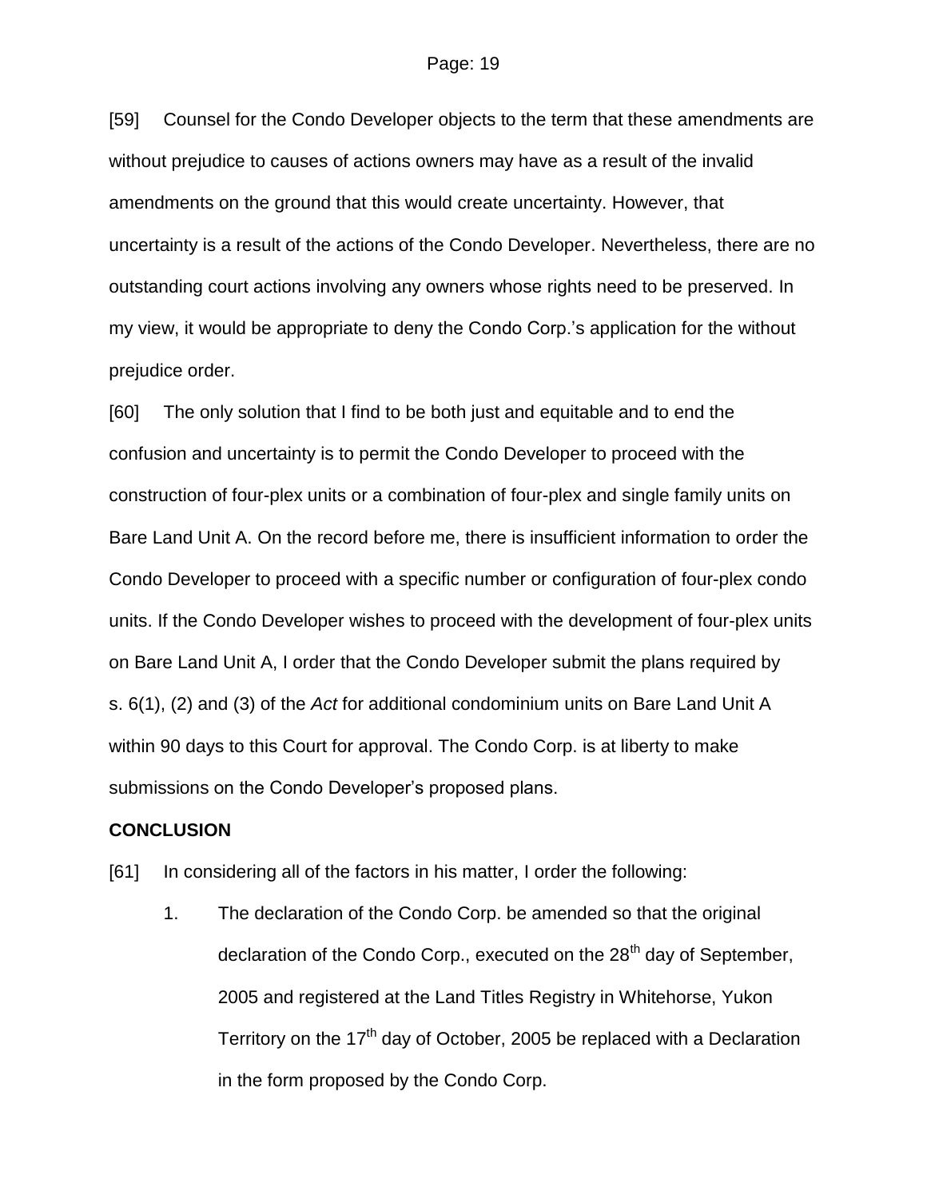[59] Counsel for the Condo Developer objects to the term that these amendments are without prejudice to causes of actions owners may have as a result of the invalid amendments on the ground that this would create uncertainty. However, that uncertainty is a result of the actions of the Condo Developer. Nevertheless, there are no outstanding court actions involving any owners whose rights need to be preserved. In my view, it would be appropriate to deny the Condo Corp.'s application for the without prejudice order.

[60] The only solution that I find to be both just and equitable and to end the confusion and uncertainty is to permit the Condo Developer to proceed with the construction of four-plex units or a combination of four-plex and single family units on Bare Land Unit A. On the record before me, there is insufficient information to order the Condo Developer to proceed with a specific number or configuration of four-plex condo units. If the Condo Developer wishes to proceed with the development of four-plex units on Bare Land Unit A, I order that the Condo Developer submit the plans required by s. 6(1), (2) and (3) of the *Act* for additional condominium units on Bare Land Unit A within 90 days to this Court for approval. The Condo Corp. is at liberty to make submissions on the Condo Developer's proposed plans.

**CONCLUSION**

[61] In considering all of the factors in his matter, I order the following:

1. The declaration of the Condo Corp. be amended so that the original declaration of the Condo Corp., executed on the 28th day of September, 2005 and registered at the Land Titles Registry in Whitehorse, Yukon Territory on the 17th day of October, 2005 be replaced with a Declaration in the form proposed by the Condo Corp.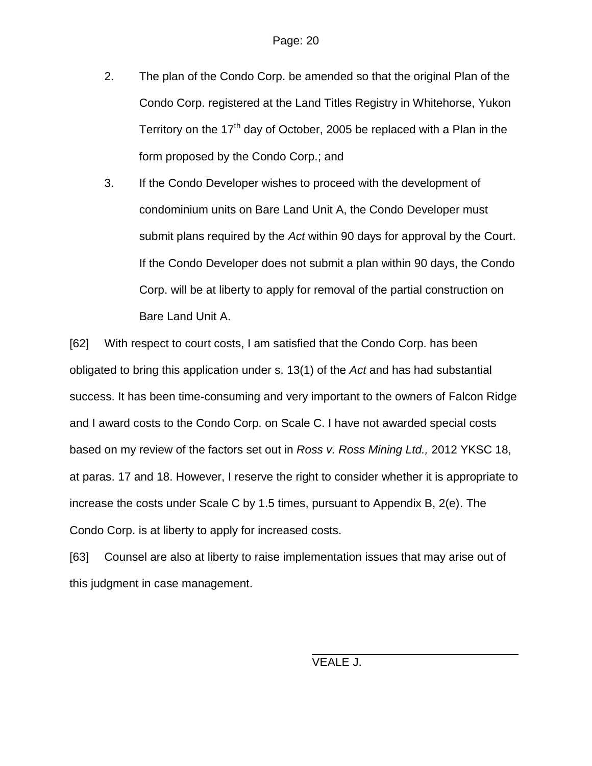2. The plan of the Condo Corp. be amended so that the original Plan of the Condo Corp. registered at the Land Titles Registry in Whitehorse, Yukon Territory on the 17th day of October, 2005 be replaced with a Plan in the form proposed by the Condo Corp.; and

3. If the Condo Developer wishes to proceed with the development of condominium units on Bare Land Unit A, the Condo Developer must submit plans required by the *Act* within 90 days for approval by the Court. If the Condo Developer does not submit a plan within 90 days, the Condo Corp. will be at liberty to apply for removal of the partial construction on Bare Land Unit A.

[62] With respect to court costs, I am satisfied that the Condo Corp. has been obligated to bring this application under s. 13(1) of the *Act* and has had substantial success. It has been time-consuming and very important to the owners of Falcon Ridge and I award costs to the Condo Corp. on Scale C. I have not awarded special costs based on my review of the factors set out in *Ross v. Ross Mining Ltd.,* 2012 YKSC 18, at paras. 17 and 18. However, I reserve the right to consider whether it is appropriate to increase the costs under Scale C by 1.5 times, pursuant to Appendix B, 2(e). The Condo Corp. is at liberty to apply for increased costs.

[63] Counsel are also at liberty to raise implementation issues that may arise out of this judgment in case management.

VEALE J.